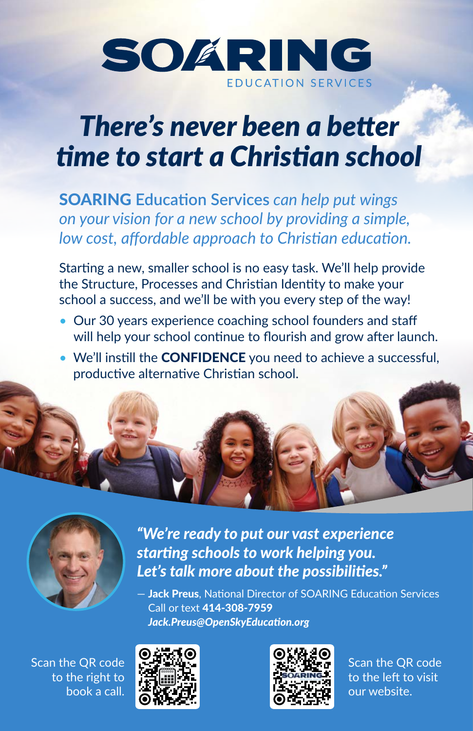# SOARING

EDUCATION SERVICES

## *There's never been a better time to start a Christian school*

**SOARING** Education Services *can help put wings on your vision for a new school by providing a simple, low cost, affordable approach to Christian education.*

Starting a new, smaller school is no easy task. We'll help provide the Structure, Processes and Christian Identity to make your school a success, and we'll be with you every step of the way!

- Our 30 years experience coaching school founders and staff will help your school continue to flourish and grow after launch.
- We'll instill the **CONFIDENCE** you need to achieve a successful, productive alternative Christian school.

***"We're ready to put our vast experience starting schools to work helping you. Let's talk more about the possibilities."***

— **Jack Preus**, National Director of SOARING Education Services
Call or text **414-308-7959**
***Jack.Preus@OpenSkyEducation.org***

Scan the QR code to the right to book a call.

Scan the QR code to the left to visit our website.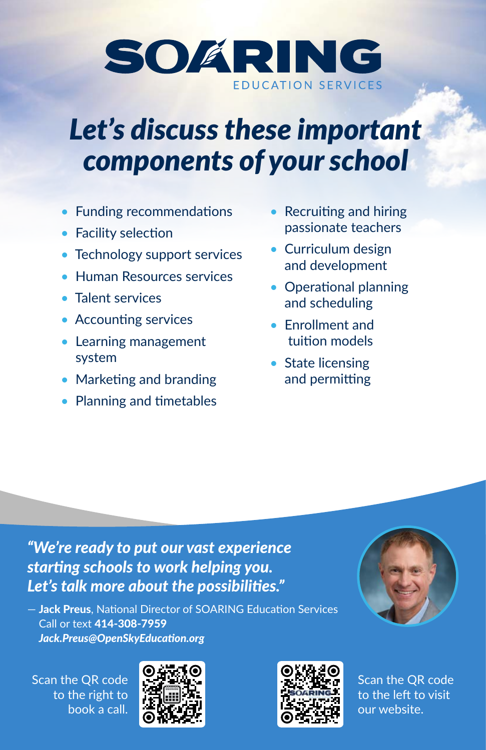# SOARING

EDUCATION SERVICES

## *Let's discuss these important components of your school*

- Funding recommendations
- Facility selection
- Technology support services
- Human Resources services
- Talent services
- Accounting services
- Learning management system
- Marketing and branding
- Planning and timetables
- Recruiting and hiring passionate teachers
- Curriculum design and development
- Operational planning and scheduling
- Enrollment and tuition models
- State licensing and permitting

***"We're ready to put our vast experience starting schools to work helping you. Let's talk more about the possibilities."***

— **Jack Preus**, National Director of SOARING Education Services
Call or text **414-308-7959**
***Jack.Preus@OpenSkyEducation.org***

Scan the QR code to the right to book a call.

Scan the QR code to the left to visit our website.